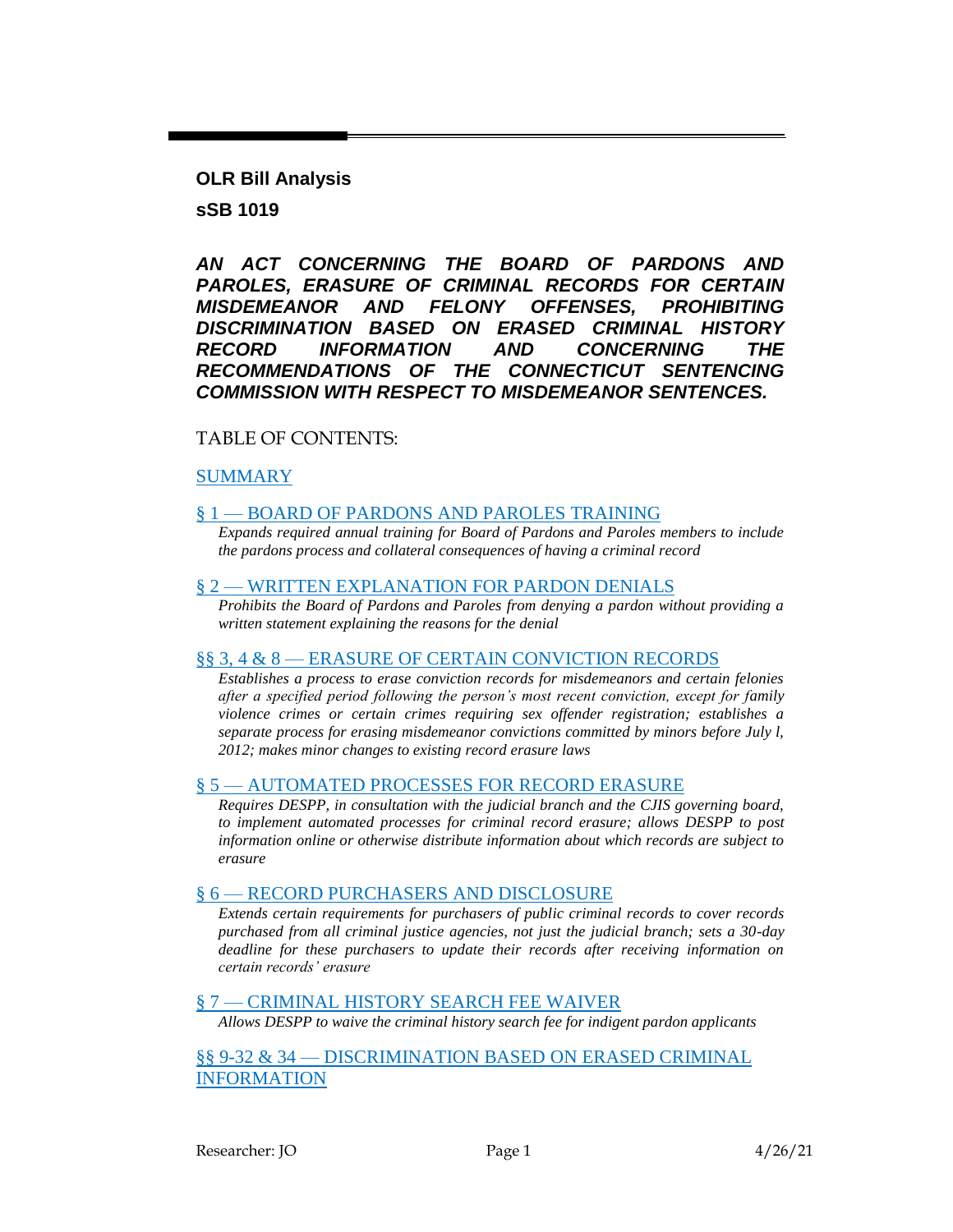**OLR Bill Analysis**

**sSB 1019**

***AN ACT CONCERNING THE BOARD OF PARDONS AND PAROLES, ERASURE OF CRIMINAL RECORDS FOR CERTAIN MISDEMEANOR AND FELONY OFFENSES, PROHIBITING DISCRIMINATION BASED ON ERASED CRIMINAL HISTORY RECORD INFORMATION AND CONCERNING THE RECOMMENDATIONS OF THE CONNECTICUT SENTENCING COMMISSION WITH RESPECT TO MISDEMEANOR SENTENCES.***

TABLE OF CONTENTS:

SUMMARY

§ 1 — BOARD OF PARDONS AND PAROLES TRAINING

*Expands required annual training for Board of Pardons and Paroles members to include the pardons process and collateral consequences of having a criminal record*

§ 2 — WRITTEN EXPLANATION FOR PARDON DENIALS

*Prohibits the Board of Pardons and Paroles from denying a pardon without providing a written statement explaining the reasons for the denial*

§§ 3, 4 & 8 — ERASURE OF CERTAIN CONVICTION RECORDS

*Establishes a process to erase conviction records for misdemeanors and certain felonies after a specified period following the person's most recent conviction, except for family violence crimes or certain crimes requiring sex offender registration; establishes a separate process for erasing misdemeanor convictions committed by minors before July l, 2012; makes minor changes to existing record erasure laws*

§ 5 — AUTOMATED PROCESSES FOR RECORD ERASURE

*Requires DESPP, in consultation with the judicial branch and the CJIS governing board, to implement automated processes for criminal record erasure; allows DESPP to post information online or otherwise distribute information about which records are subject to erasure*

§ 6 — RECORD PURCHASERS AND DISCLOSURE

*Extends certain requirements for purchasers of public criminal records to cover records purchased from all criminal justice agencies, not just the judicial branch; sets a 30-day deadline for these purchasers to update their records after receiving information on certain records' erasure*

§ 7 — CRIMINAL HISTORY SEARCH FEE WAIVER

*Allows DESPP to waive the criminal history search fee for indigent pardon applicants*

§§ 9-32 & 34 — DISCRIMINATION BASED ON ERASED CRIMINAL INFORMATION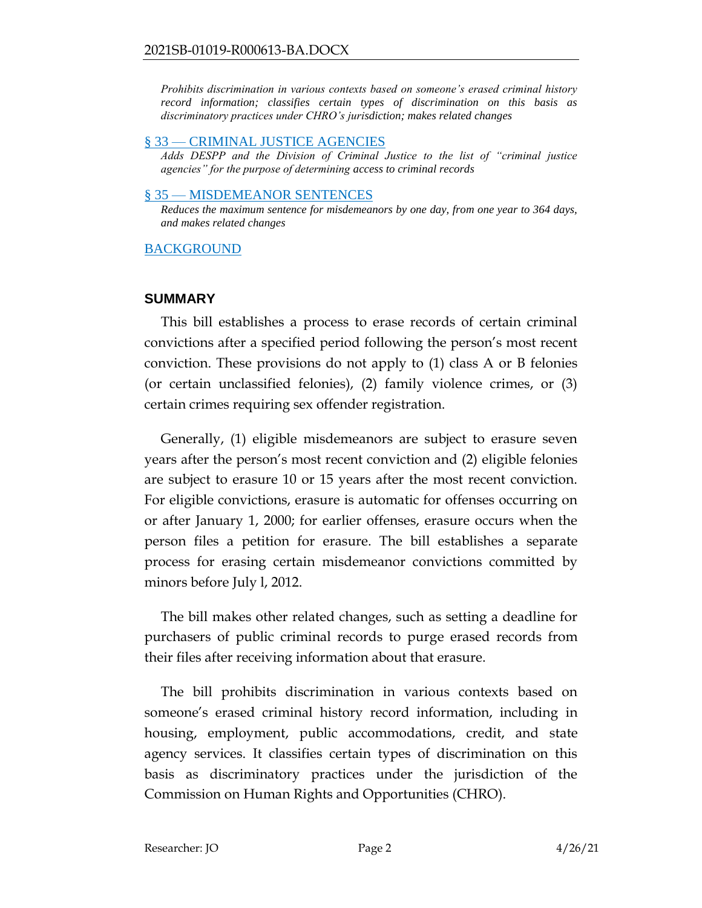*Prohibits discrimination in various contexts based on someone's erased criminal history record information; classifies certain types of discrimination on this basis as discriminatory practices under CHRO's jurisdiction; makes related changes*

§ 33 — CRIMINAL JUSTICE AGENCIES

*Adds DESPP and the Division of Criminal Justice to the list of "criminal justice agencies" for the purpose of determining access to criminal records*

§ 35 — MISDEMEANOR SENTENCES

*Reduces the maximum sentence for misdemeanors by one day, from one year to 364 days, and makes related changes*

BACKGROUND

## SUMMARY

This bill establishes a process to erase records of certain criminal convictions after a specified period following the person's most recent conviction. These provisions do not apply to (1) class A or B felonies (or certain unclassified felonies), (2) family violence crimes, or (3) certain crimes requiring sex offender registration.

Generally, (1) eligible misdemeanors are subject to erasure seven years after the person's most recent conviction and (2) eligible felonies are subject to erasure 10 or 15 years after the most recent conviction. For eligible convictions, erasure is automatic for offenses occurring on or after January 1, 2000; for earlier offenses, erasure occurs when the person files a petition for erasure. The bill establishes a separate process for erasing certain misdemeanor convictions committed by minors before July l, 2012.

The bill makes other related changes, such as setting a deadline for purchasers of public criminal records to purge erased records from their files after receiving information about that erasure.

The bill prohibits discrimination in various contexts based on someone's erased criminal history record information, including in housing, employment, public accommodations, credit, and state agency services. It classifies certain types of discrimination on this basis as discriminatory practices under the jurisdiction of the Commission on Human Rights and Opportunities (CHRO).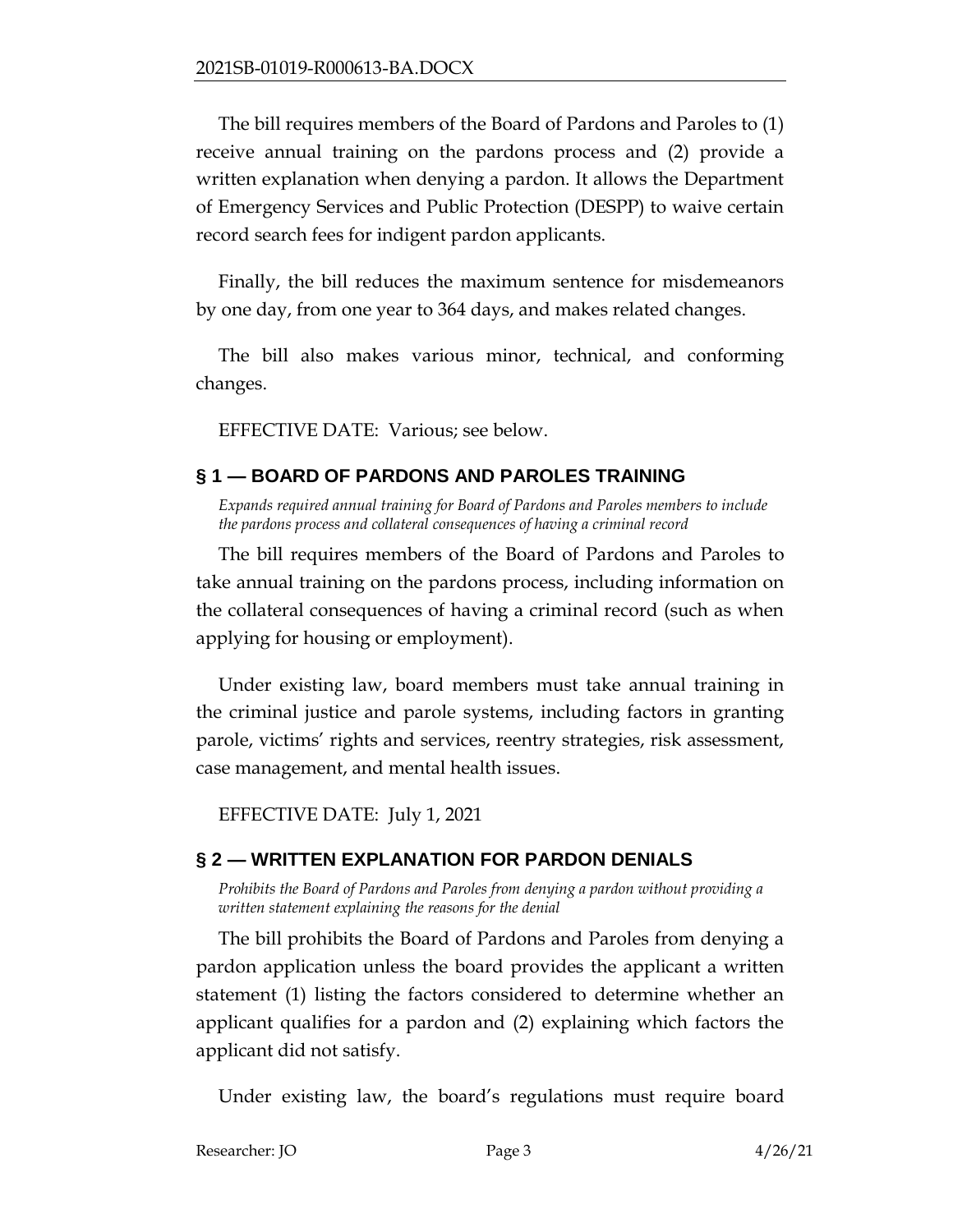The bill requires members of the Board of Pardons and Paroles to (1) receive annual training on the pardons process and (2) provide a written explanation when denying a pardon. It allows the Department of Emergency Services and Public Protection (DESPP) to waive certain record search fees for indigent pardon applicants.

Finally, the bill reduces the maximum sentence for misdemeanors by one day, from one year to 364 days, and makes related changes.

The bill also makes various minor, technical, and conforming changes.

EFFECTIVE DATE: Various; see below.

## § 1 — BOARD OF PARDONS AND PAROLES TRAINING

*Expands required annual training for Board of Pardons and Paroles members to include the pardons process and collateral consequences of having a criminal record*

The bill requires members of the Board of Pardons and Paroles to take annual training on the pardons process, including information on the collateral consequences of having a criminal record (such as when applying for housing or employment).

Under existing law, board members must take annual training in the criminal justice and parole systems, including factors in granting parole, victims' rights and services, reentry strategies, risk assessment, case management, and mental health issues.

EFFECTIVE DATE: July 1, 2021

## § 2 — WRITTEN EXPLANATION FOR PARDON DENIALS

*Prohibits the Board of Pardons and Paroles from denying a pardon without providing a written statement explaining the reasons for the denial*

The bill prohibits the Board of Pardons and Paroles from denying a pardon application unless the board provides the applicant a written statement (1) listing the factors considered to determine whether an applicant qualifies for a pardon and (2) explaining which factors the applicant did not satisfy.

Under existing law, the board's regulations must require board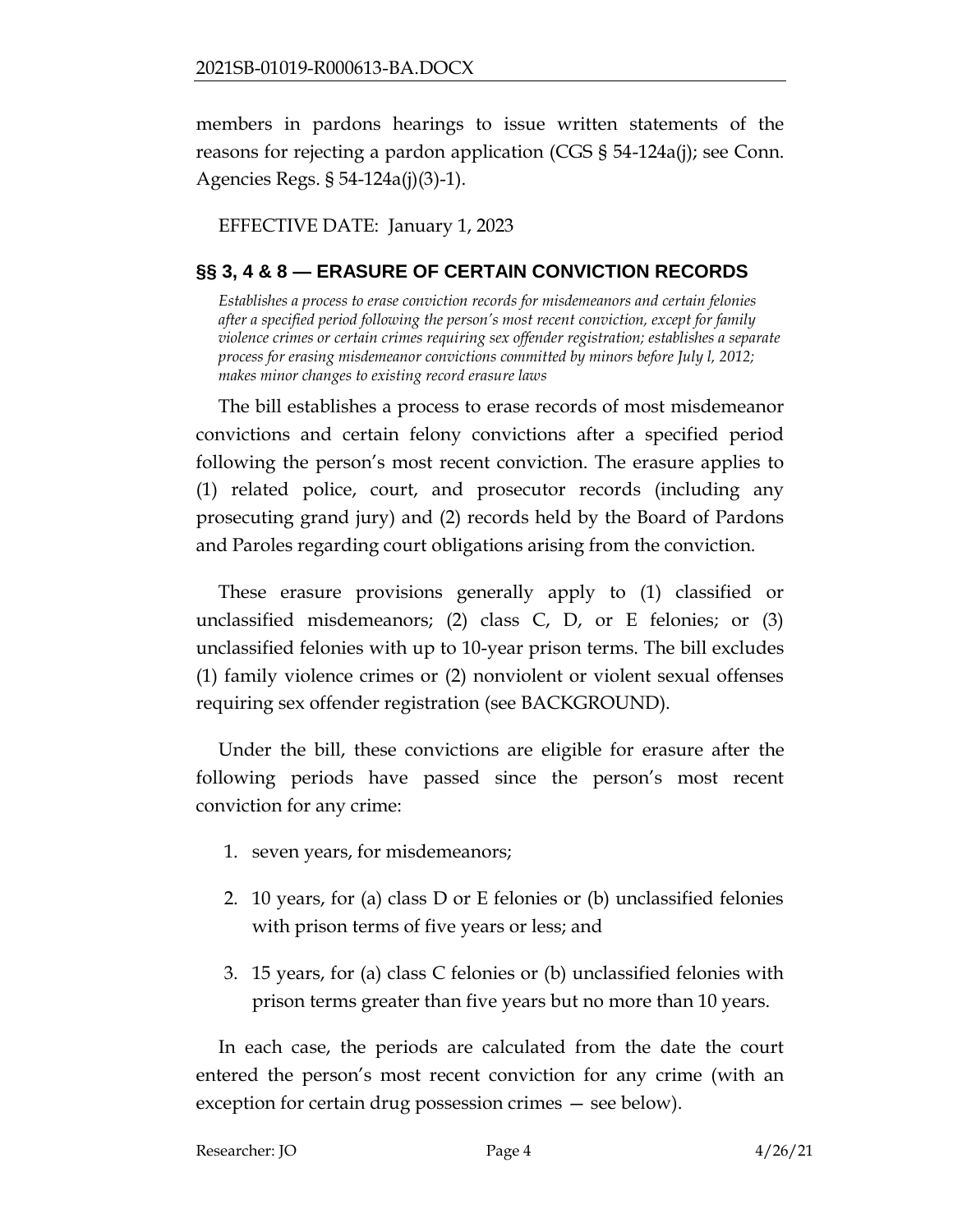members in pardons hearings to issue written statements of the reasons for rejecting a pardon application (CGS § 54-124a(j); see Conn. Agencies Regs. § 54-124a(j)(3)-1).

EFFECTIVE DATE: January 1, 2023

## §§ 3, 4 & 8 — ERASURE OF CERTAIN CONVICTION RECORDS

*Establishes a process to erase conviction records for misdemeanors and certain felonies after a specified period following the person's most recent conviction, except for family violence crimes or certain crimes requiring sex offender registration; establishes a separate process for erasing misdemeanor convictions committed by minors before July l, 2012; makes minor changes to existing record erasure laws*

The bill establishes a process to erase records of most misdemeanor convictions and certain felony convictions after a specified period following the person's most recent conviction. The erasure applies to (1) related police, court, and prosecutor records (including any prosecuting grand jury) and (2) records held by the Board of Pardons and Paroles regarding court obligations arising from the conviction.

These erasure provisions generally apply to (1) classified or unclassified misdemeanors; (2) class C, D, or E felonies; or (3) unclassified felonies with up to 10-year prison terms. The bill excludes (1) family violence crimes or (2) nonviolent or violent sexual offenses requiring sex offender registration (see BACKGROUND).

Under the bill, these convictions are eligible for erasure after the following periods have passed since the person's most recent conviction for any crime:

1. seven years, for misdemeanors;
2. 10 years, for (a) class D or E felonies or (b) unclassified felonies with prison terms of five years or less; and
3. 15 years, for (a) class C felonies or (b) unclassified felonies with prison terms greater than five years but no more than 10 years.

In each case, the periods are calculated from the date the court entered the person's most recent conviction for any crime (with an exception for certain drug possession crimes — see below).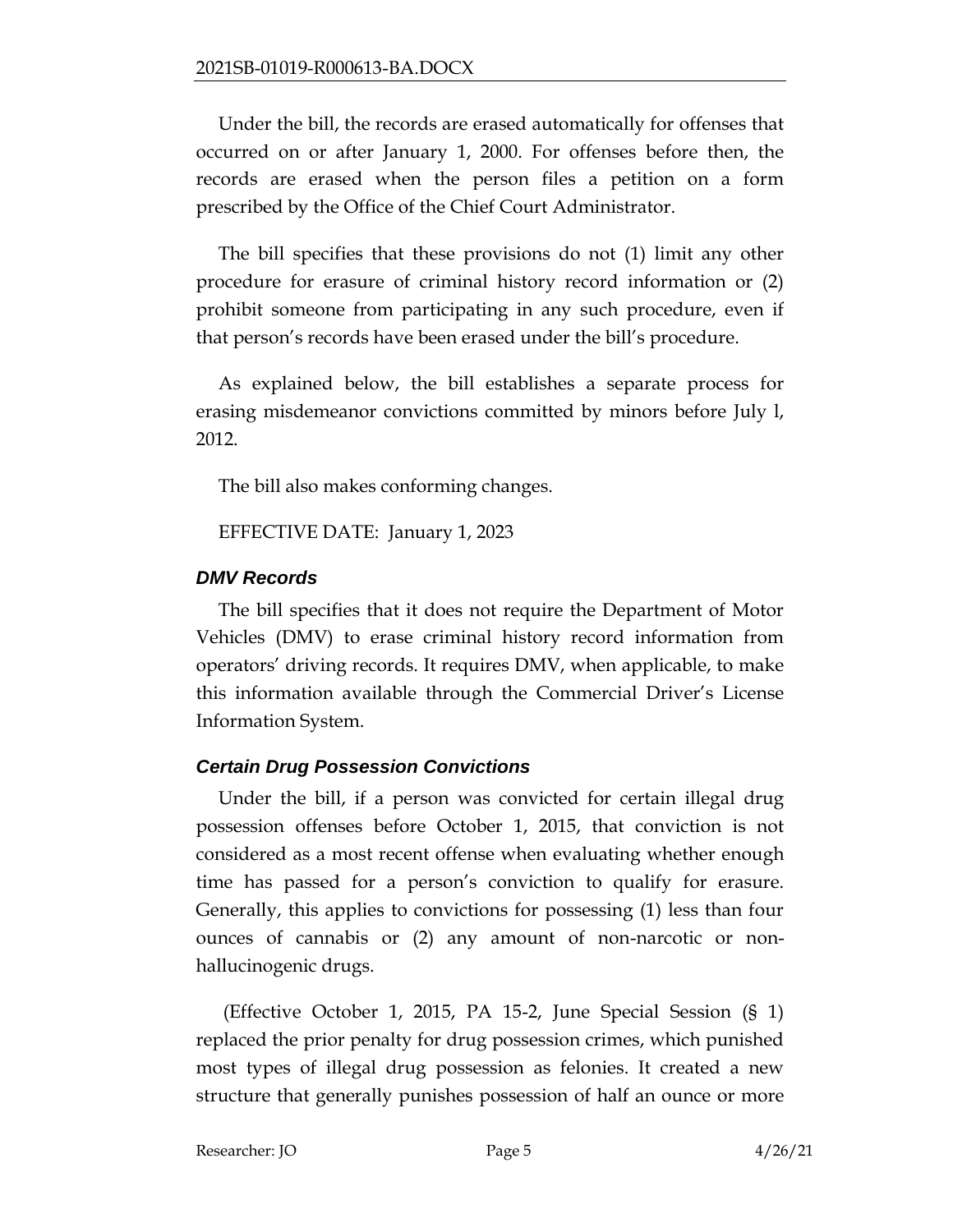Under the bill, the records are erased automatically for offenses that occurred on or after January 1, 2000. For offenses before then, the records are erased when the person files a petition on a form prescribed by the Office of the Chief Court Administrator.

The bill specifies that these provisions do not (1) limit any other procedure for erasure of criminal history record information or (2) prohibit someone from participating in any such procedure, even if that person's records have been erased under the bill's procedure.

As explained below, the bill establishes a separate process for erasing misdemeanor convictions committed by minors before July l, 2012.

The bill also makes conforming changes.

EFFECTIVE DATE: January 1, 2023

### *DMV Records*

The bill specifies that it does not require the Department of Motor Vehicles (DMV) to erase criminal history record information from operators' driving records. It requires DMV, when applicable, to make this information available through the Commercial Driver's License Information System.

### *Certain Drug Possession Convictions*

Under the bill, if a person was convicted for certain illegal drug possession offenses before October 1, 2015, that conviction is not considered as a most recent offense when evaluating whether enough time has passed for a person's conviction to qualify for erasure. Generally, this applies to convictions for possessing (1) less than four ounces of cannabis or (2) any amount of non-narcotic or non-hallucinogenic drugs.

(Effective October 1, 2015, PA 15-2, June Special Session (§ 1) replaced the prior penalty for drug possession crimes, which punished most types of illegal drug possession as felonies. It created a new structure that generally punishes possession of half an ounce or more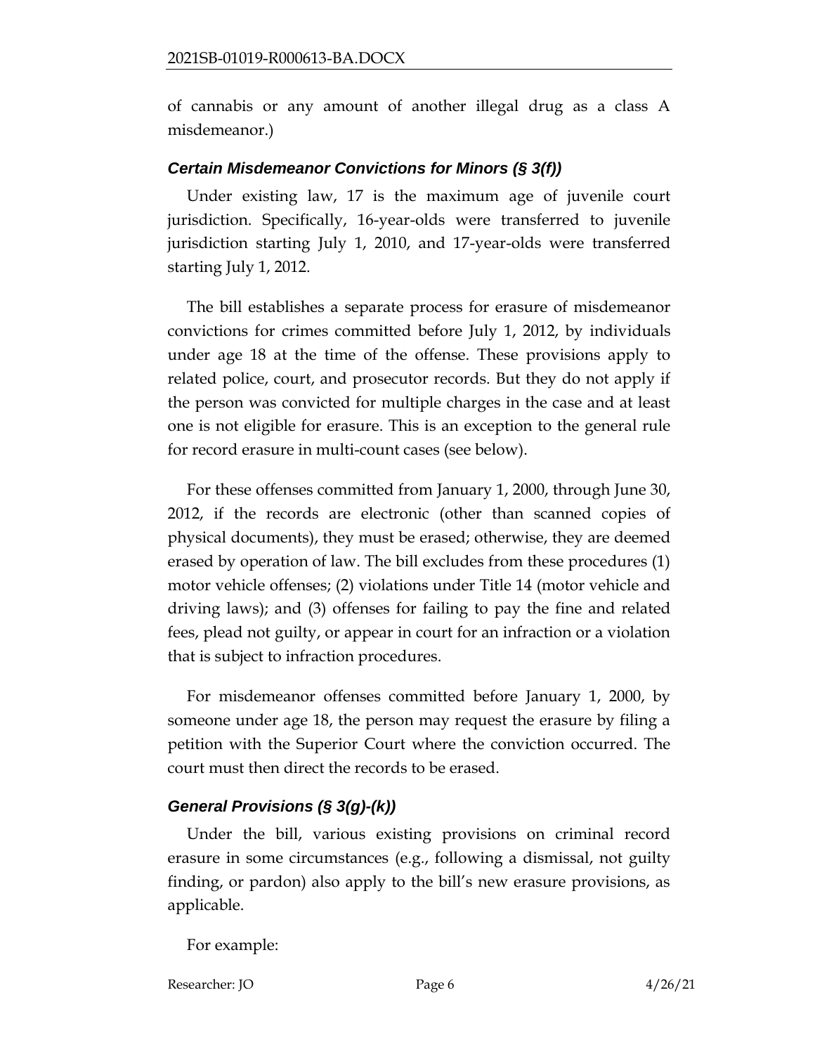of cannabis or any amount of another illegal drug as a class A misdemeanor.)

### *Certain Misdemeanor Convictions for Minors (§ 3(f))*

Under existing law, 17 is the maximum age of juvenile court jurisdiction. Specifically, 16-year-olds were transferred to juvenile jurisdiction starting July 1, 2010, and 17-year-olds were transferred starting July 1, 2012.

The bill establishes a separate process for erasure of misdemeanor convictions for crimes committed before July 1, 2012, by individuals under age 18 at the time of the offense. These provisions apply to related police, court, and prosecutor records. But they do not apply if the person was convicted for multiple charges in the case and at least one is not eligible for erasure. This is an exception to the general rule for record erasure in multi-count cases (see below).

For these offenses committed from January 1, 2000, through June 30, 2012, if the records are electronic (other than scanned copies of physical documents), they must be erased; otherwise, they are deemed erased by operation of law. The bill excludes from these procedures (1) motor vehicle offenses; (2) violations under Title 14 (motor vehicle and driving laws); and (3) offenses for failing to pay the fine and related fees, plead not guilty, or appear in court for an infraction or a violation that is subject to infraction procedures.

For misdemeanor offenses committed before January 1, 2000, by someone under age 18, the person may request the erasure by filing a petition with the Superior Court where the conviction occurred. The court must then direct the records to be erased.

### *General Provisions (§ 3(g)-(k))*

Under the bill, various existing provisions on criminal record erasure in some circumstances (e.g., following a dismissal, not guilty finding, or pardon) also apply to the bill's new erasure provisions, as applicable.

For example: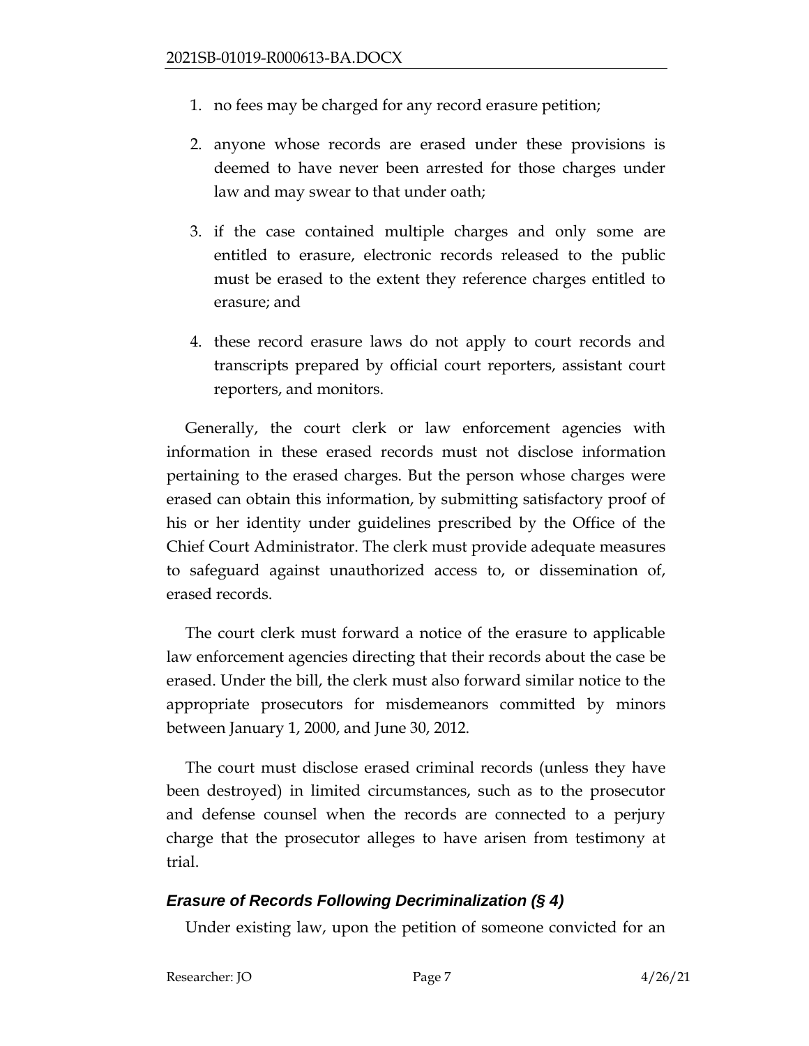1. no fees may be charged for any record erasure petition;
2. anyone whose records are erased under these provisions is deemed to have never been arrested for those charges under law and may swear to that under oath;
3. if the case contained multiple charges and only some are entitled to erasure, electronic records released to the public must be erased to the extent they reference charges entitled to erasure; and
4. these record erasure laws do not apply to court records and transcripts prepared by official court reporters, assistant court reporters, and monitors.

Generally, the court clerk or law enforcement agencies with information in these erased records must not disclose information pertaining to the erased charges. But the person whose charges were erased can obtain this information, by submitting satisfactory proof of his or her identity under guidelines prescribed by the Office of the Chief Court Administrator. The clerk must provide adequate measures to safeguard against unauthorized access to, or dissemination of, erased records.

The court clerk must forward a notice of the erasure to applicable law enforcement agencies directing that their records about the case be erased. Under the bill, the clerk must also forward similar notice to the appropriate prosecutors for misdemeanors committed by minors between January 1, 2000, and June 30, 2012.

The court must disclose erased criminal records (unless they have been destroyed) in limited circumstances, such as to the prosecutor and defense counsel when the records are connected to a perjury charge that the prosecutor alleges to have arisen from testimony at trial.

### *Erasure of Records Following Decriminalization (§ 4)*

Under existing law, upon the petition of someone convicted for an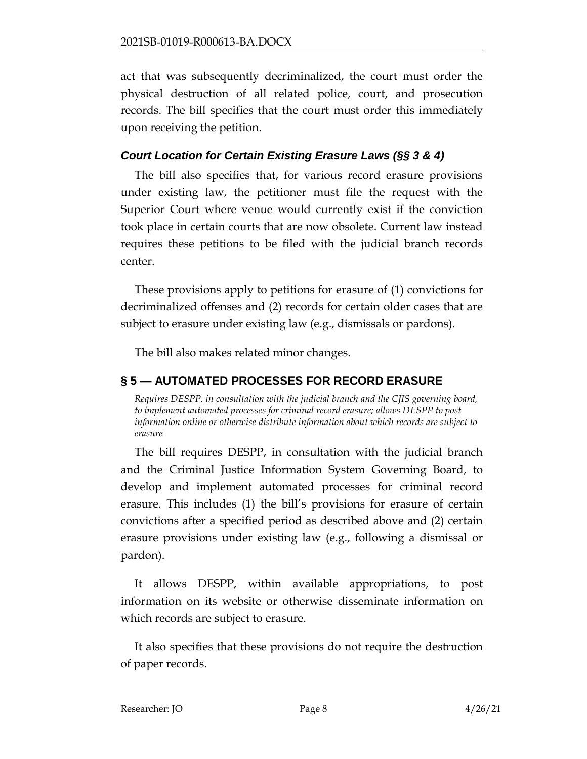act that was subsequently decriminalized, the court must order the physical destruction of all related police, court, and prosecution records. The bill specifies that the court must order this immediately upon receiving the petition.

### *Court Location for Certain Existing Erasure Laws (§§ 3 & 4)*

The bill also specifies that, for various record erasure provisions under existing law, the petitioner must file the request with the Superior Court where venue would currently exist if the conviction took place in certain courts that are now obsolete. Current law instead requires these petitions to be filed with the judicial branch records center.

These provisions apply to petitions for erasure of (1) convictions for decriminalized offenses and (2) records for certain older cases that are subject to erasure under existing law (e.g., dismissals or pardons).

The bill also makes related minor changes.

## § 5 — AUTOMATED PROCESSES FOR RECORD ERASURE

*Requires DESPP, in consultation with the judicial branch and the CJIS governing board, to implement automated processes for criminal record erasure; allows DESPP to post information online or otherwise distribute information about which records are subject to erasure*

The bill requires DESPP, in consultation with the judicial branch and the Criminal Justice Information System Governing Board, to develop and implement automated processes for criminal record erasure. This includes (1) the bill's provisions for erasure of certain convictions after a specified period as described above and (2) certain erasure provisions under existing law (e.g., following a dismissal or pardon).

It allows DESPP, within available appropriations, to post information on its website or otherwise disseminate information on which records are subject to erasure.

It also specifies that these provisions do not require the destruction of paper records.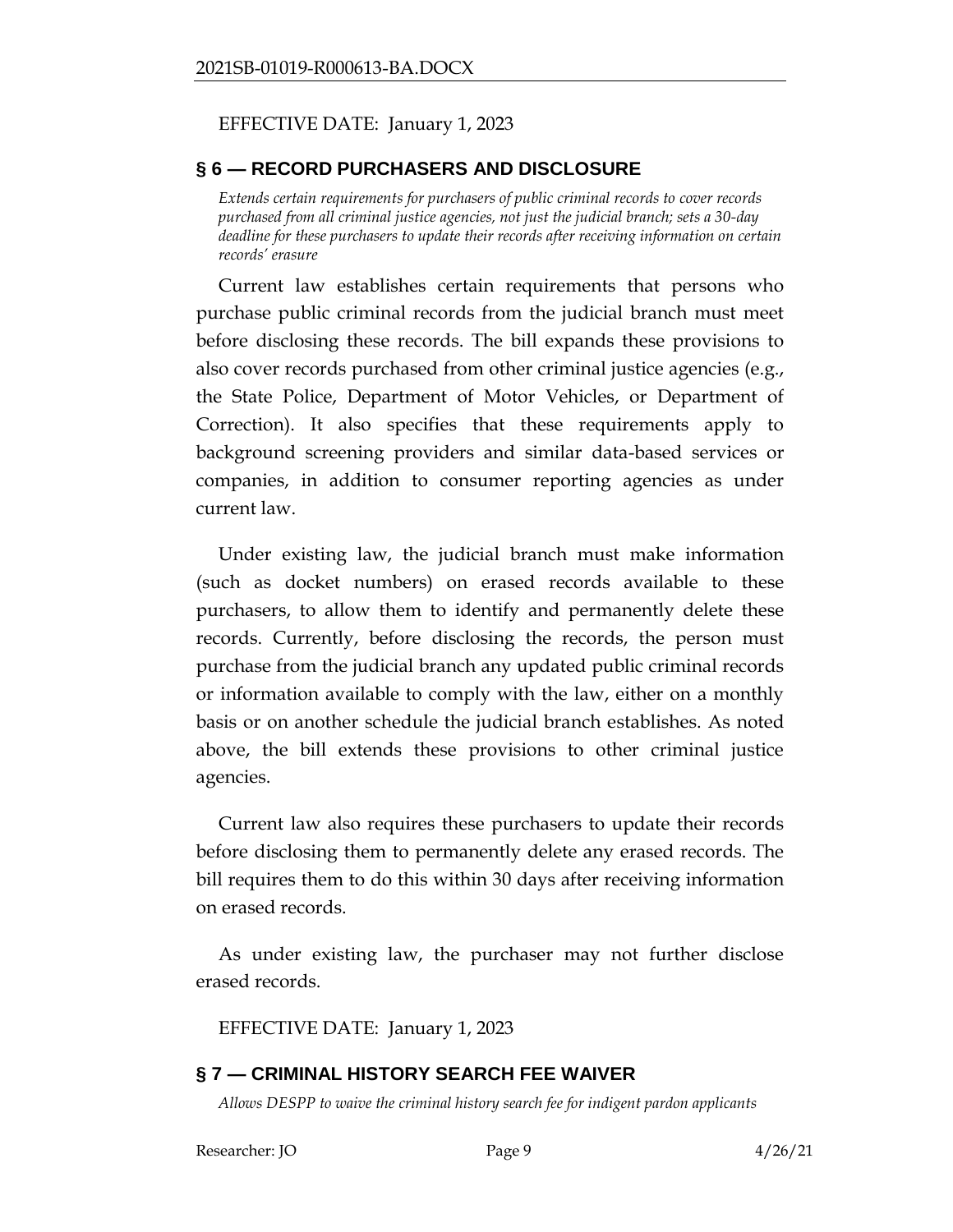EFFECTIVE DATE: January 1, 2023

## § 6 — RECORD PURCHASERS AND DISCLOSURE

*Extends certain requirements for purchasers of public criminal records to cover records purchased from all criminal justice agencies, not just the judicial branch; sets a 30-day deadline for these purchasers to update their records after receiving information on certain records' erasure*

Current law establishes certain requirements that persons who purchase public criminal records from the judicial branch must meet before disclosing these records. The bill expands these provisions to also cover records purchased from other criminal justice agencies (e.g., the State Police, Department of Motor Vehicles, or Department of Correction). It also specifies that these requirements apply to background screening providers and similar data-based services or companies, in addition to consumer reporting agencies as under current law.

Under existing law, the judicial branch must make information (such as docket numbers) on erased records available to these purchasers, to allow them to identify and permanently delete these records. Currently, before disclosing the records, the person must purchase from the judicial branch any updated public criminal records or information available to comply with the law, either on a monthly basis or on another schedule the judicial branch establishes. As noted above, the bill extends these provisions to other criminal justice agencies.

Current law also requires these purchasers to update their records before disclosing them to permanently delete any erased records. The bill requires them to do this within 30 days after receiving information on erased records.

As under existing law, the purchaser may not further disclose erased records.

EFFECTIVE DATE: January 1, 2023

## § 7 — CRIMINAL HISTORY SEARCH FEE WAIVER

*Allows DESPP to waive the criminal history search fee for indigent pardon applicants*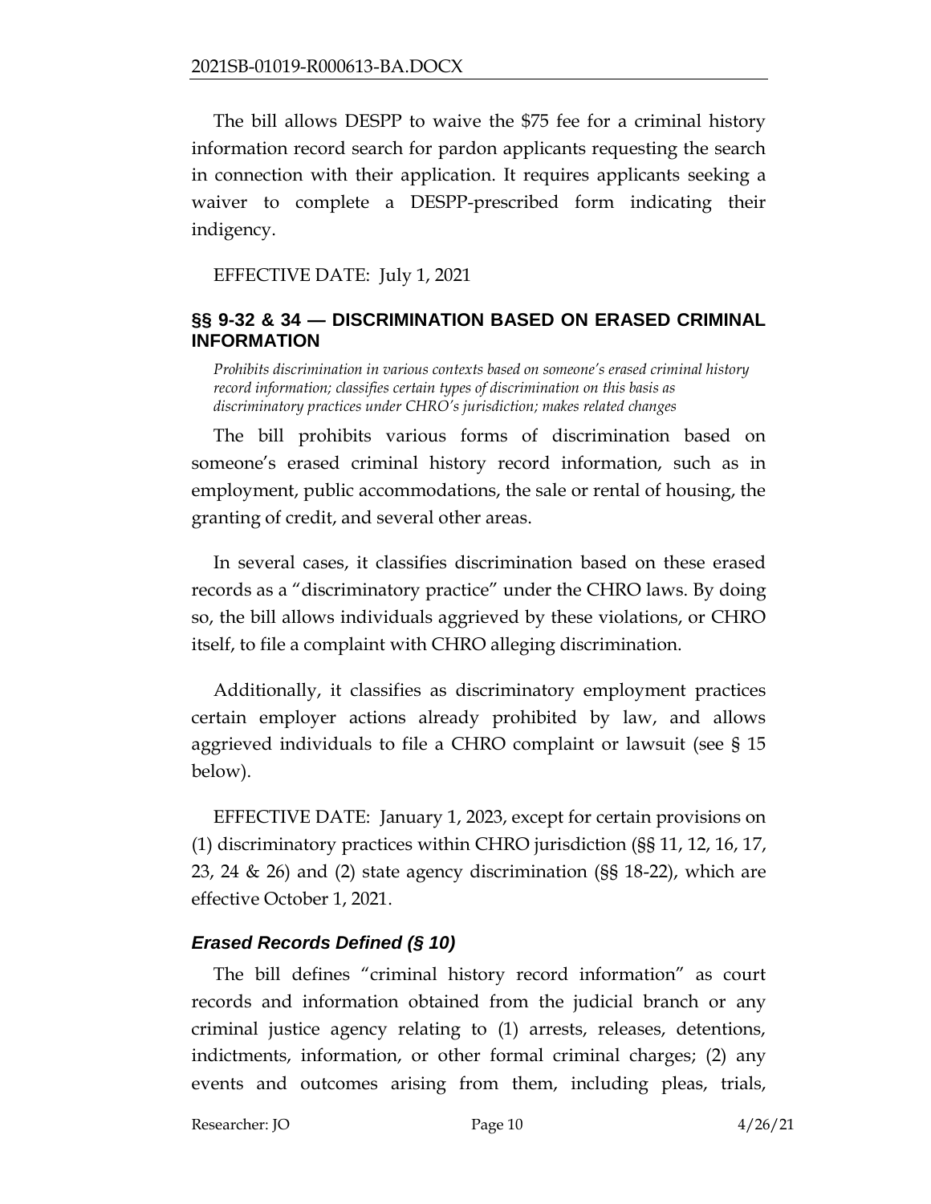The bill allows DESPP to waive the $75 fee for a criminal history information record search for pardon applicants requesting the search in connection with their application. It requires applicants seeking a waiver to complete a DESPP-prescribed form indicating their indigency.

EFFECTIVE DATE: July 1, 2021

## §§ 9-32 & 34 — DISCRIMINATION BASED ON ERASED CRIMINAL INFORMATION

*Prohibits discrimination in various contexts based on someone's erased criminal history record information; classifies certain types of discrimination on this basis as discriminatory practices under CHRO's jurisdiction; makes related changes*

The bill prohibits various forms of discrimination based on someone's erased criminal history record information, such as in employment, public accommodations, the sale or rental of housing, the granting of credit, and several other areas.

In several cases, it classifies discrimination based on these erased records as a "discriminatory practice" under the CHRO laws. By doing so, the bill allows individuals aggrieved by these violations, or CHRO itself, to file a complaint with CHRO alleging discrimination.

Additionally, it classifies as discriminatory employment practices certain employer actions already prohibited by law, and allows aggrieved individuals to file a CHRO complaint or lawsuit (see § 15 below).

EFFECTIVE DATE: January 1, 2023, except for certain provisions on (1) discriminatory practices within CHRO jurisdiction (§§ 11, 12, 16, 17, 23, 24 & 26) and (2) state agency discrimination (§§ 18-22), which are effective October 1, 2021.

### *Erased Records Defined (§ 10)*

The bill defines "criminal history record information" as court records and information obtained from the judicial branch or any criminal justice agency relating to (1) arrests, releases, detentions, indictments, information, or other formal criminal charges; (2) any events and outcomes arising from them, including pleas, trials,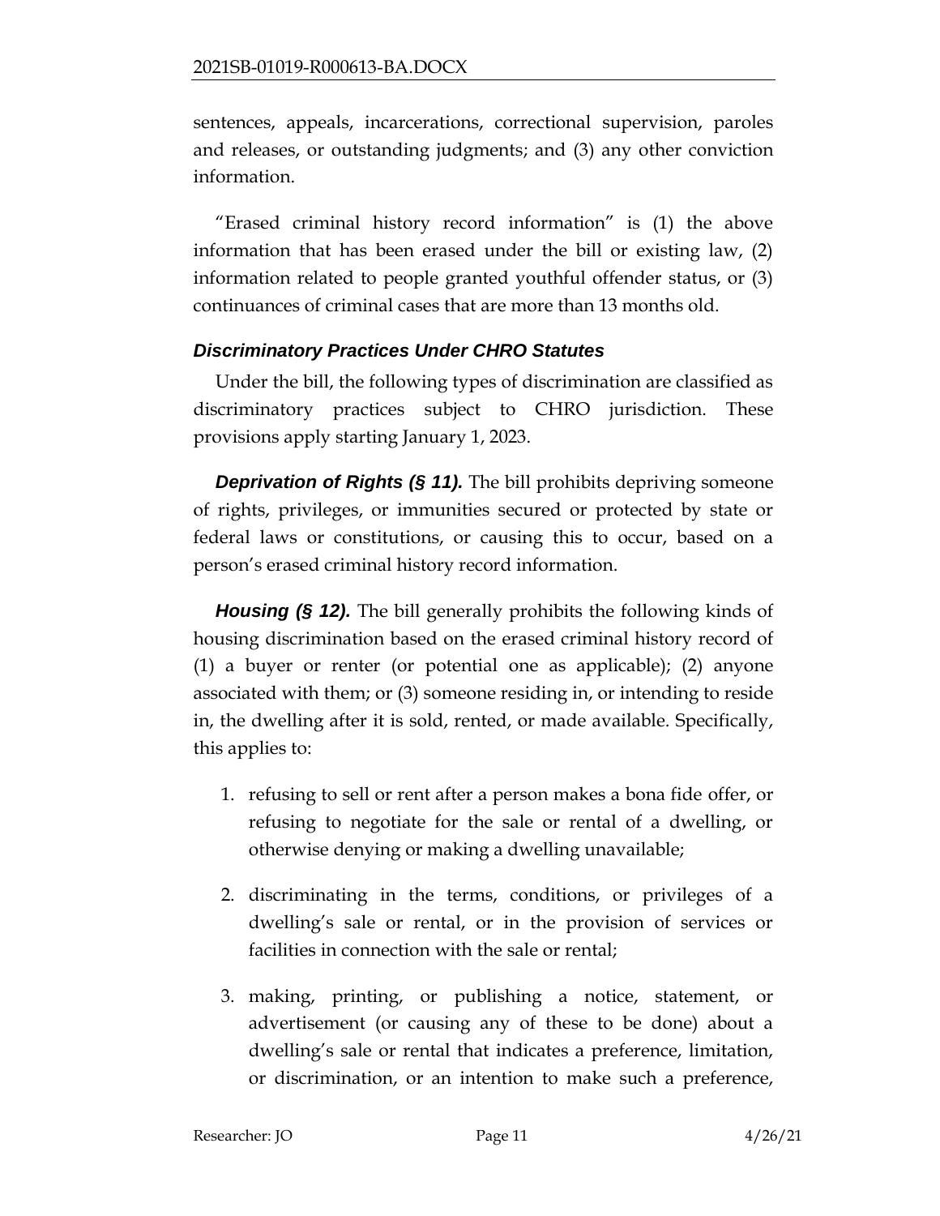sentences, appeals, incarcerations, correctional supervision, paroles and releases, or outstanding judgments; and (3) any other conviction information.

"Erased criminal history record information" is (1) the above information that has been erased under the bill or existing law, (2) information related to people granted youthful offender status, or (3) continuances of criminal cases that are more than 13 months old.

### *Discriminatory Practices Under CHRO Statutes*

Under the bill, the following types of discrimination are classified as discriminatory practices subject to CHRO jurisdiction. These provisions apply starting January 1, 2023.

***Deprivation of Rights (§ 11).*** The bill prohibits depriving someone of rights, privileges, or immunities secured or protected by state or federal laws or constitutions, or causing this to occur, based on a person's erased criminal history record information.

***Housing (§ 12).*** The bill generally prohibits the following kinds of housing discrimination based on the erased criminal history record of (1) a buyer or renter (or potential one as applicable); (2) anyone associated with them; or (3) someone residing in, or intending to reside in, the dwelling after it is sold, rented, or made available. Specifically, this applies to:

1. refusing to sell or rent after a person makes a bona fide offer, or refusing to negotiate for the sale or rental of a dwelling, or otherwise denying or making a dwelling unavailable;
2. discriminating in the terms, conditions, or privileges of a dwelling's sale or rental, or in the provision of services or facilities in connection with the sale or rental;
3. making, printing, or publishing a notice, statement, or advertisement (or causing any of these to be done) about a dwelling's sale or rental that indicates a preference, limitation, or discrimination, or an intention to make such a preference,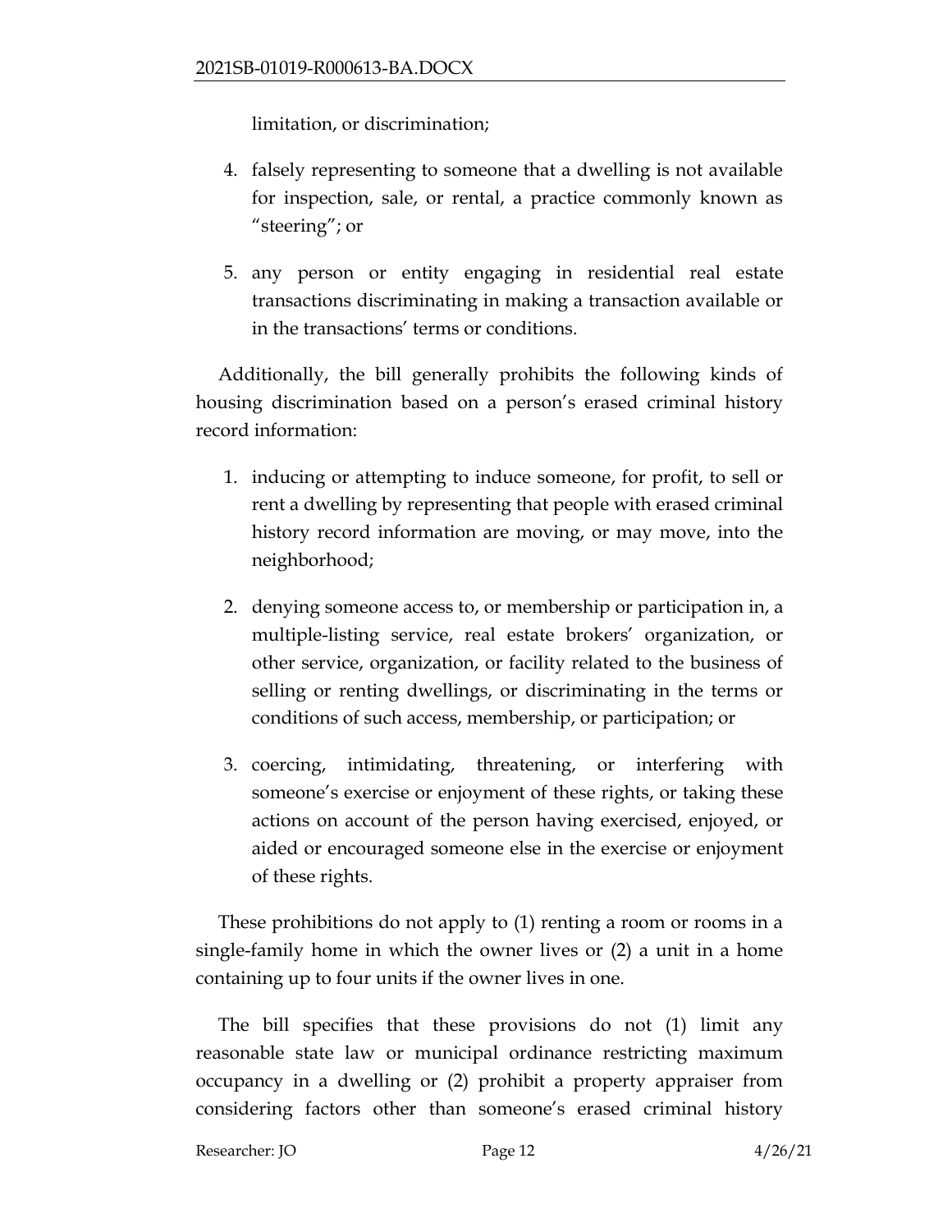limitation, or discrimination;

4. falsely representing to someone that a dwelling is not available for inspection, sale, or rental, a practice commonly known as "steering"; or

5. any person or entity engaging in residential real estate transactions discriminating in making a transaction available or in the transactions' terms or conditions.

Additionally, the bill generally prohibits the following kinds of housing discrimination based on a person's erased criminal history record information:

1. inducing or attempting to induce someone, for profit, to sell or rent a dwelling by representing that people with erased criminal history record information are moving, or may move, into the neighborhood;

2. denying someone access to, or membership or participation in, a multiple-listing service, real estate brokers' organization, or other service, organization, or facility related to the business of selling or renting dwellings, or discriminating in the terms or conditions of such access, membership, or participation; or

3. coercing, intimidating, threatening, or interfering with someone's exercise or enjoyment of these rights, or taking these actions on account of the person having exercised, enjoyed, or aided or encouraged someone else in the exercise or enjoyment of these rights.

These prohibitions do not apply to (1) renting a room or rooms in a single-family home in which the owner lives or (2) a unit in a home containing up to four units if the owner lives in one.

The bill specifies that these provisions do not (1) limit any reasonable state law or municipal ordinance restricting maximum occupancy in a dwelling or (2) prohibit a property appraiser from considering factors other than someone's erased criminal history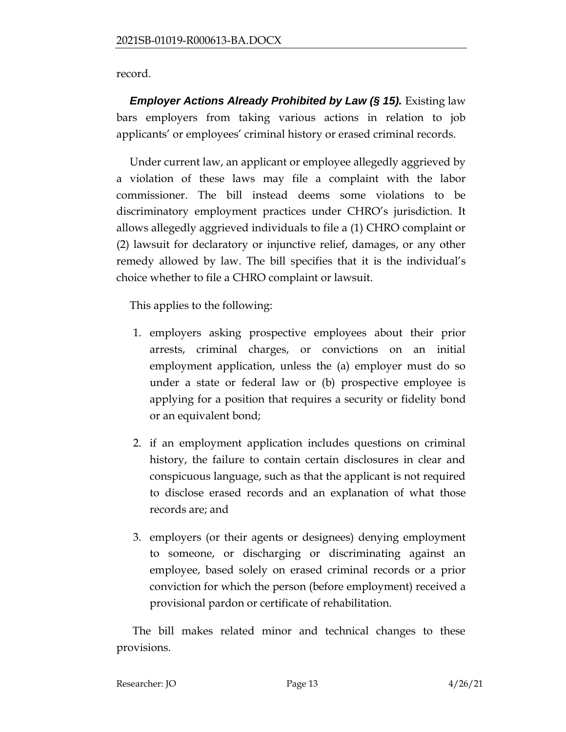record.

***Employer Actions Already Prohibited by Law (§ 15).*** Existing law bars employers from taking various actions in relation to job applicants' or employees' criminal history or erased criminal records.

Under current law, an applicant or employee allegedly aggrieved by a violation of these laws may file a complaint with the labor commissioner. The bill instead deems some violations to be discriminatory employment practices under CHRO's jurisdiction. It allows allegedly aggrieved individuals to file a (1) CHRO complaint or (2) lawsuit for declaratory or injunctive relief, damages, or any other remedy allowed by law. The bill specifies that it is the individual's choice whether to file a CHRO complaint or lawsuit.

This applies to the following:

1. employers asking prospective employees about their prior arrests, criminal charges, or convictions on an initial employment application, unless the (a) employer must do so under a state or federal law or (b) prospective employee is applying for a position that requires a security or fidelity bond or an equivalent bond;
2. if an employment application includes questions on criminal history, the failure to contain certain disclosures in clear and conspicuous language, such as that the applicant is not required to disclose erased records and an explanation of what those records are; and
3. employers (or their agents or designees) denying employment to someone, or discharging or discriminating against an employee, based solely on erased criminal records or a prior conviction for which the person (before employment) received a provisional pardon or certificate of rehabilitation.

The bill makes related minor and technical changes to these provisions.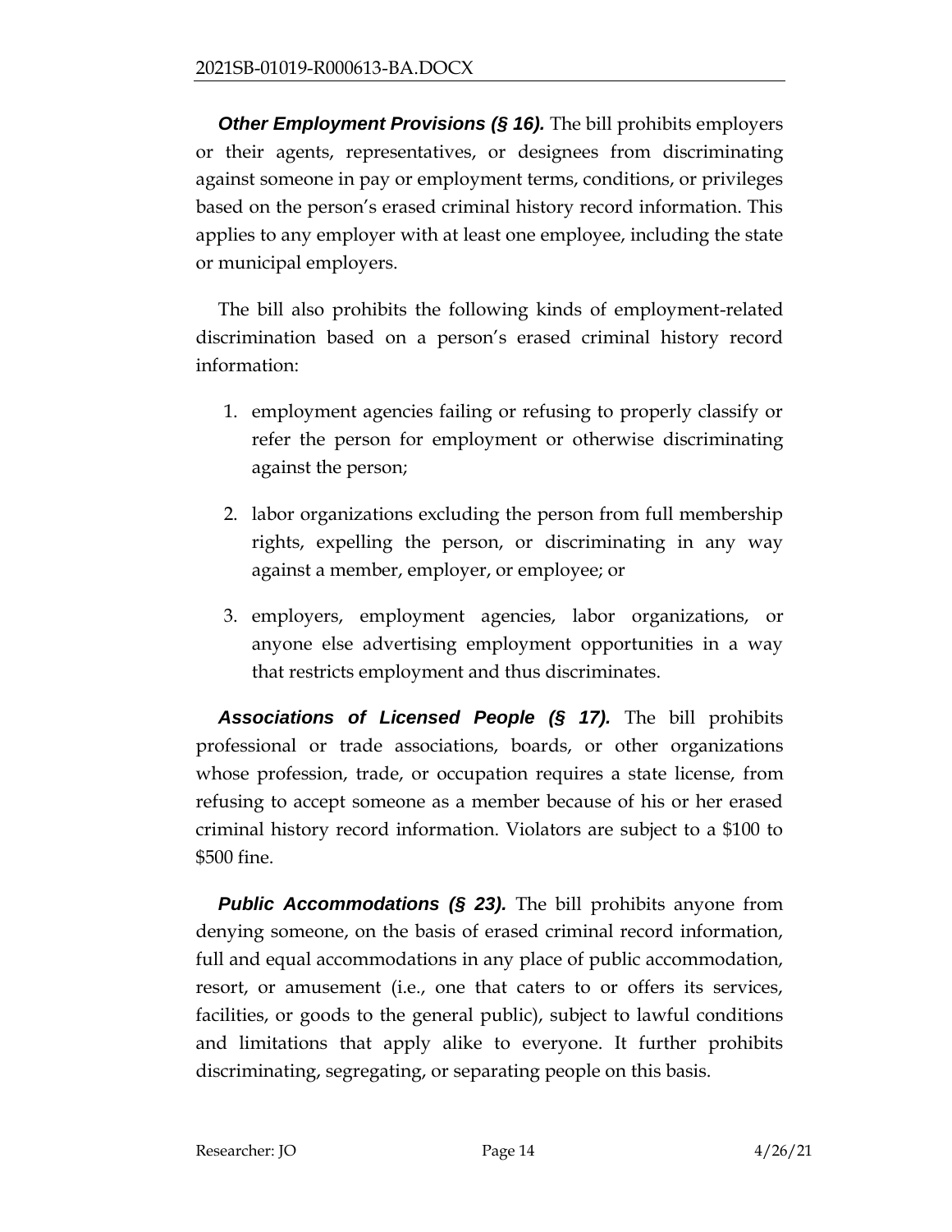***Other Employment Provisions (§ 16).*** The bill prohibits employers or their agents, representatives, or designees from discriminating against someone in pay or employment terms, conditions, or privileges based on the person's erased criminal history record information. This applies to any employer with at least one employee, including the state or municipal employers.

The bill also prohibits the following kinds of employment-related discrimination based on a person's erased criminal history record information:

1. employment agencies failing or refusing to properly classify or refer the person for employment or otherwise discriminating against the person;
2. labor organizations excluding the person from full membership rights, expelling the person, or discriminating in any way against a member, employer, or employee; or
3. employers, employment agencies, labor organizations, or anyone else advertising employment opportunities in a way that restricts employment and thus discriminates.

***Associations of Licensed People (§ 17).*** The bill prohibits professional or trade associations, boards, or other organizations whose profession, trade, or occupation requires a state license, from refusing to accept someone as a member because of his or her erased criminal history record information. Violators are subject to a $100 to $500 fine.

***Public Accommodations (§ 23).*** The bill prohibits anyone from denying someone, on the basis of erased criminal record information, full and equal accommodations in any place of public accommodation, resort, or amusement (i.e., one that caters to or offers its services, facilities, or goods to the general public), subject to lawful conditions and limitations that apply alike to everyone. It further prohibits discriminating, segregating, or separating people on this basis.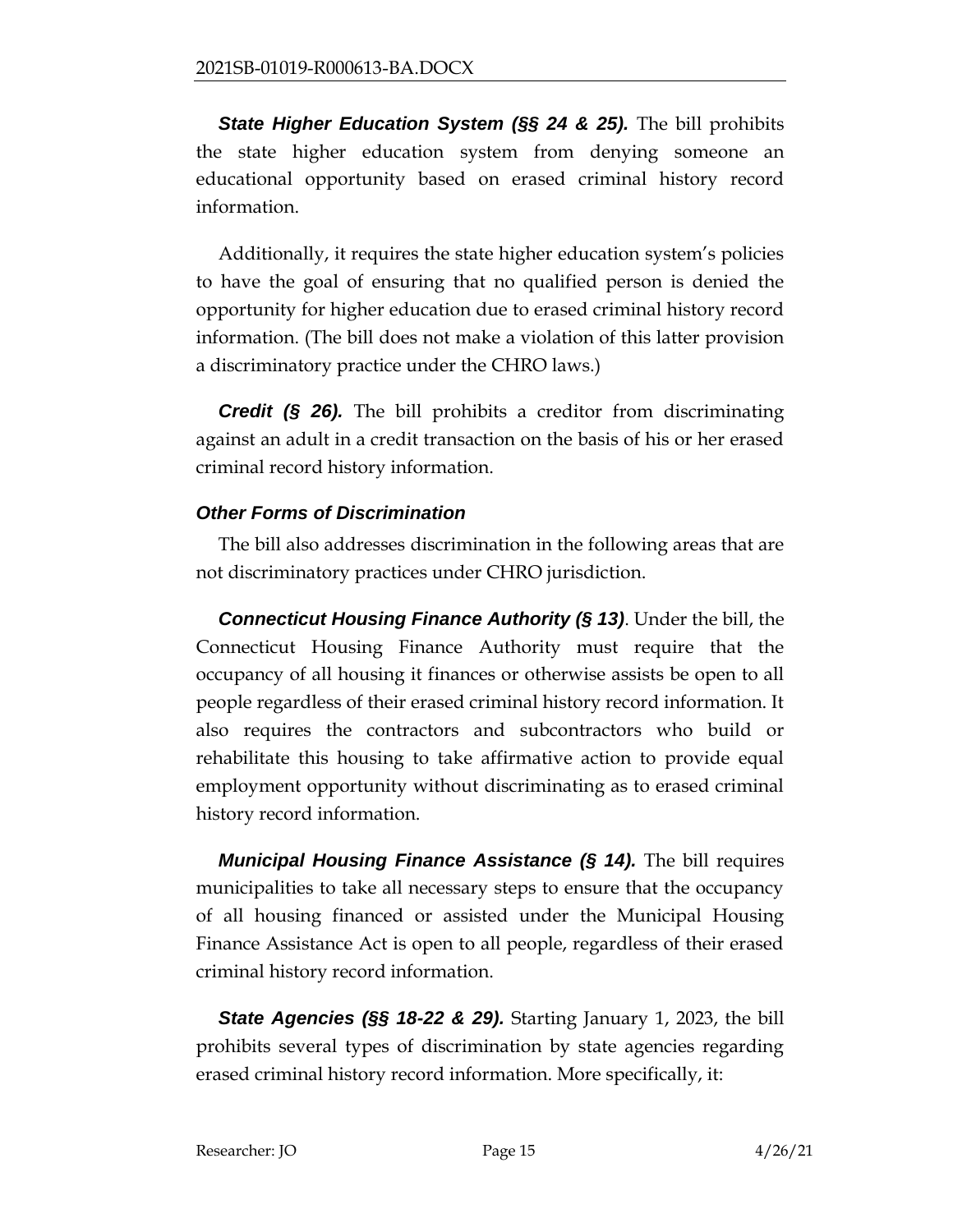***State Higher Education System (§§ 24 & 25).*** The bill prohibits the state higher education system from denying someone an educational opportunity based on erased criminal history record information.

Additionally, it requires the state higher education system's policies to have the goal of ensuring that no qualified person is denied the opportunity for higher education due to erased criminal history record information. (The bill does not make a violation of this latter provision a discriminatory practice under the CHRO laws.)

***Credit (§ 26).*** The bill prohibits a creditor from discriminating against an adult in a credit transaction on the basis of his or her erased criminal record history information.

### *Other Forms of Discrimination*

The bill also addresses discrimination in the following areas that are not discriminatory practices under CHRO jurisdiction.

***Connecticut Housing Finance Authority (§ 13)***. Under the bill, the Connecticut Housing Finance Authority must require that the occupancy of all housing it finances or otherwise assists be open to all people regardless of their erased criminal history record information. It also requires the contractors and subcontractors who build or rehabilitate this housing to take affirmative action to provide equal employment opportunity without discriminating as to erased criminal history record information.

***Municipal Housing Finance Assistance (§ 14).*** The bill requires municipalities to take all necessary steps to ensure that the occupancy of all housing financed or assisted under the Municipal Housing Finance Assistance Act is open to all people, regardless of their erased criminal history record information.

***State Agencies (§§ 18-22 & 29).*** Starting January 1, 2023, the bill prohibits several types of discrimination by state agencies regarding erased criminal history record information. More specifically, it: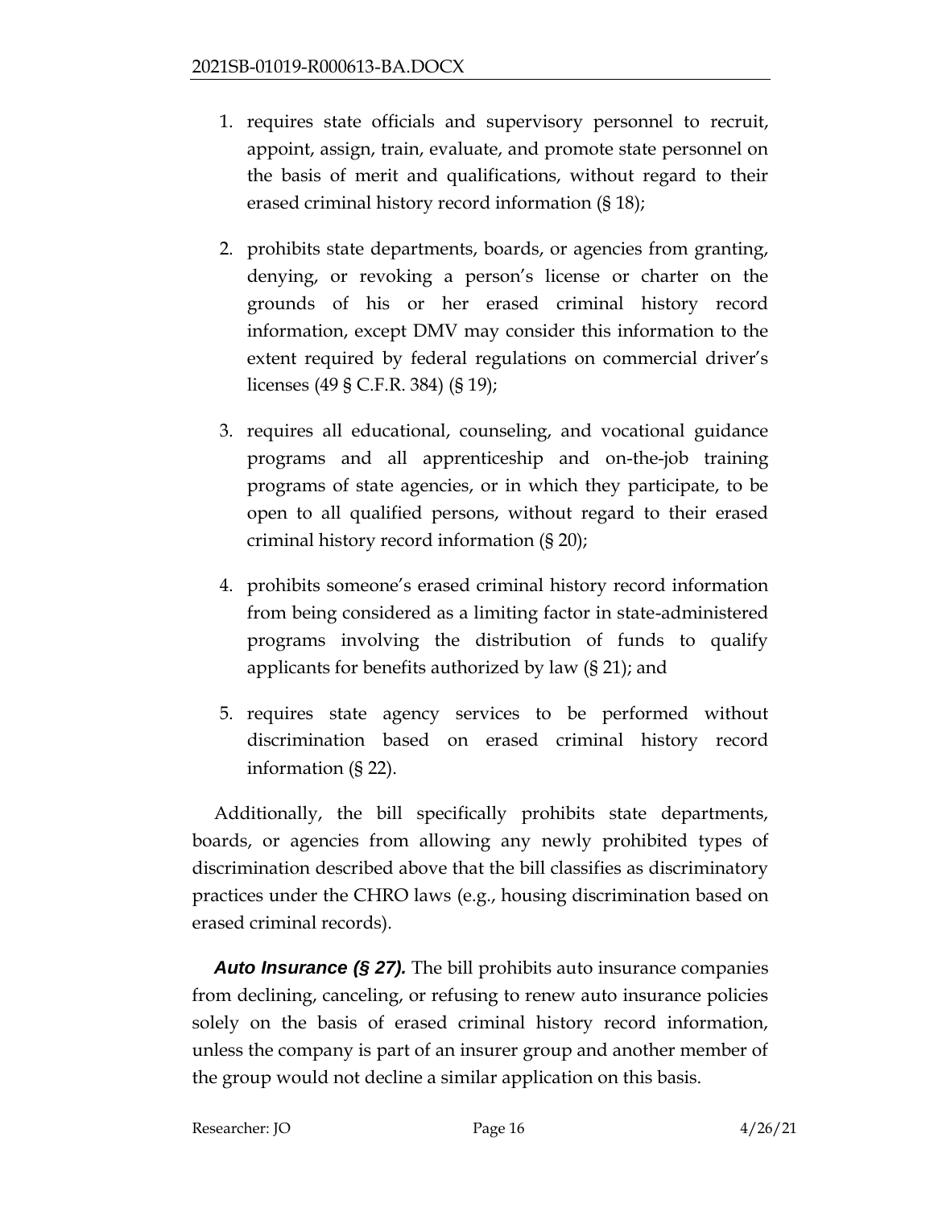1. requires state officials and supervisory personnel to recruit, appoint, assign, train, evaluate, and promote state personnel on the basis of merit and qualifications, without regard to their erased criminal history record information (§ 18);

2. prohibits state departments, boards, or agencies from granting, denying, or revoking a person's license or charter on the grounds of his or her erased criminal history record information, except DMV may consider this information to the extent required by federal regulations on commercial driver's licenses (49 § C.F.R. 384) (§ 19);

3. requires all educational, counseling, and vocational guidance programs and all apprenticeship and on-the-job training programs of state agencies, or in which they participate, to be open to all qualified persons, without regard to their erased criminal history record information (§ 20);

4. prohibits someone's erased criminal history record information from being considered as a limiting factor in state-administered programs involving the distribution of funds to qualify applicants for benefits authorized by law (§ 21); and

5. requires state agency services to be performed without discrimination based on erased criminal history record information (§ 22).

Additionally, the bill specifically prohibits state departments, boards, or agencies from allowing any newly prohibited types of discrimination described above that the bill classifies as discriminatory practices under the CHRO laws (e.g., housing discrimination based on erased criminal records).

***Auto Insurance (§ 27).*** The bill prohibits auto insurance companies from declining, canceling, or refusing to renew auto insurance policies solely on the basis of erased criminal history record information, unless the company is part of an insurer group and another member of the group would not decline a similar application on this basis.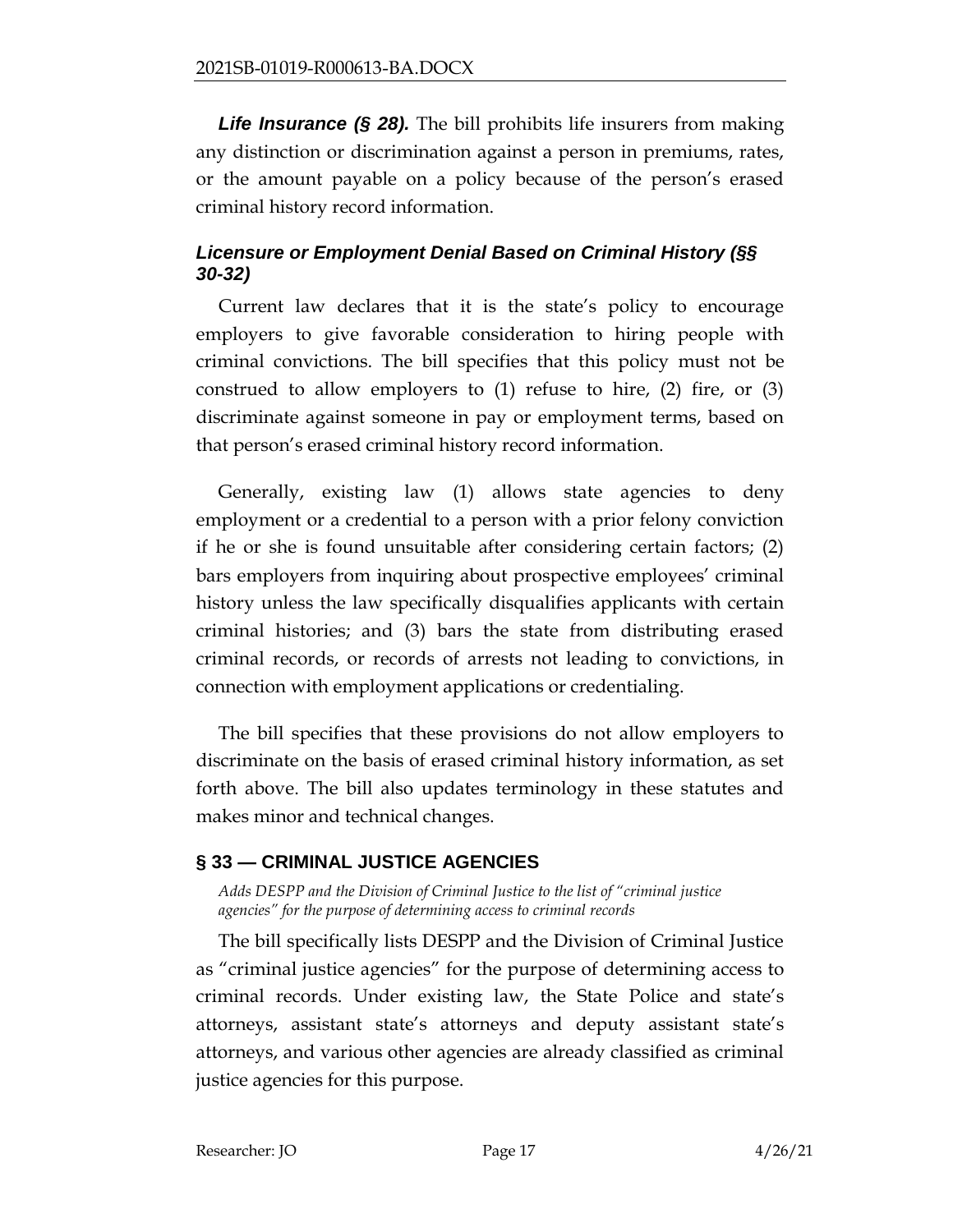***Life Insurance (§ 28).*** The bill prohibits life insurers from making any distinction or discrimination against a person in premiums, rates, or the amount payable on a policy because of the person's erased criminal history record information.

### *Licensure or Employment Denial Based on Criminal History (§§ 30-32)*

Current law declares that it is the state's policy to encourage employers to give favorable consideration to hiring people with criminal convictions. The bill specifies that this policy must not be construed to allow employers to (1) refuse to hire, (2) fire, or (3) discriminate against someone in pay or employment terms, based on that person's erased criminal history record information.

Generally, existing law (1) allows state agencies to deny employment or a credential to a person with a prior felony conviction if he or she is found unsuitable after considering certain factors; (2) bars employers from inquiring about prospective employees' criminal history unless the law specifically disqualifies applicants with certain criminal histories; and (3) bars the state from distributing erased criminal records, or records of arrests not leading to convictions, in connection with employment applications or credentialing.

The bill specifies that these provisions do not allow employers to discriminate on the basis of erased criminal history information, as set forth above. The bill also updates terminology in these statutes and makes minor and technical changes.

## § 33 — CRIMINAL JUSTICE AGENCIES

*Adds DESPP and the Division of Criminal Justice to the list of "criminal justice agencies" for the purpose of determining access to criminal records*

The bill specifically lists DESPP and the Division of Criminal Justice as "criminal justice agencies" for the purpose of determining access to criminal records. Under existing law, the State Police and state's attorneys, assistant state's attorneys and deputy assistant state's attorneys, and various other agencies are already classified as criminal justice agencies for this purpose.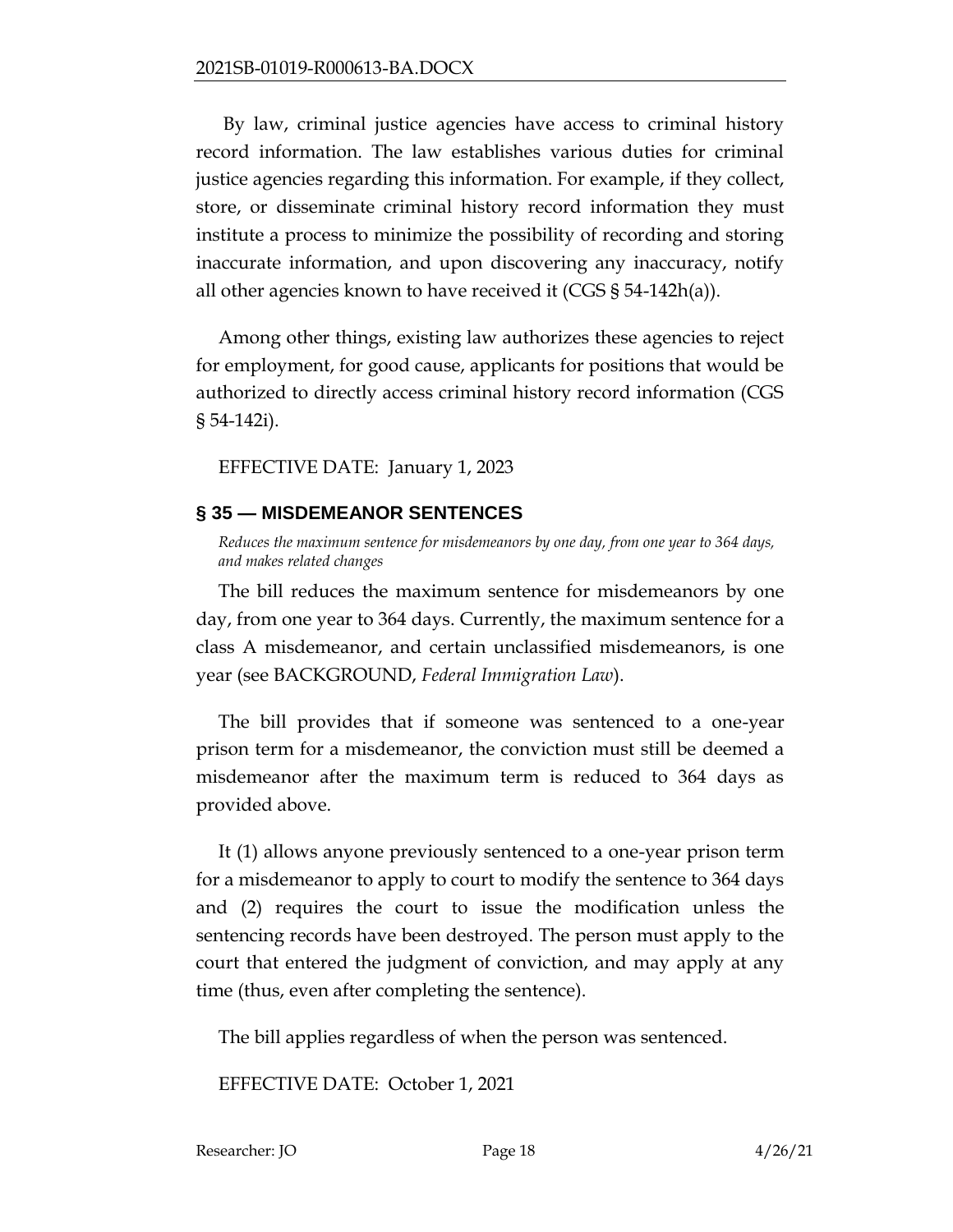By law, criminal justice agencies have access to criminal history record information. The law establishes various duties for criminal justice agencies regarding this information. For example, if they collect, store, or disseminate criminal history record information they must institute a process to minimize the possibility of recording and storing inaccurate information, and upon discovering any inaccuracy, notify all other agencies known to have received it (CGS § 54-142h(a)).

Among other things, existing law authorizes these agencies to reject for employment, for good cause, applicants for positions that would be authorized to directly access criminal history record information (CGS § 54-142i).

EFFECTIVE DATE: January 1, 2023

## § 35 — MISDEMEANOR SENTENCES

*Reduces the maximum sentence for misdemeanors by one day, from one year to 364 days, and makes related changes*

The bill reduces the maximum sentence for misdemeanors by one day, from one year to 364 days. Currently, the maximum sentence for a class A misdemeanor, and certain unclassified misdemeanors, is one year (see BACKGROUND, *Federal Immigration Law*).

The bill provides that if someone was sentenced to a one-year prison term for a misdemeanor, the conviction must still be deemed a misdemeanor after the maximum term is reduced to 364 days as provided above.

It (1) allows anyone previously sentenced to a one-year prison term for a misdemeanor to apply to court to modify the sentence to 364 days and (2) requires the court to issue the modification unless the sentencing records have been destroyed. The person must apply to the court that entered the judgment of conviction, and may apply at any time (thus, even after completing the sentence).

The bill applies regardless of when the person was sentenced.

EFFECTIVE DATE: October 1, 2021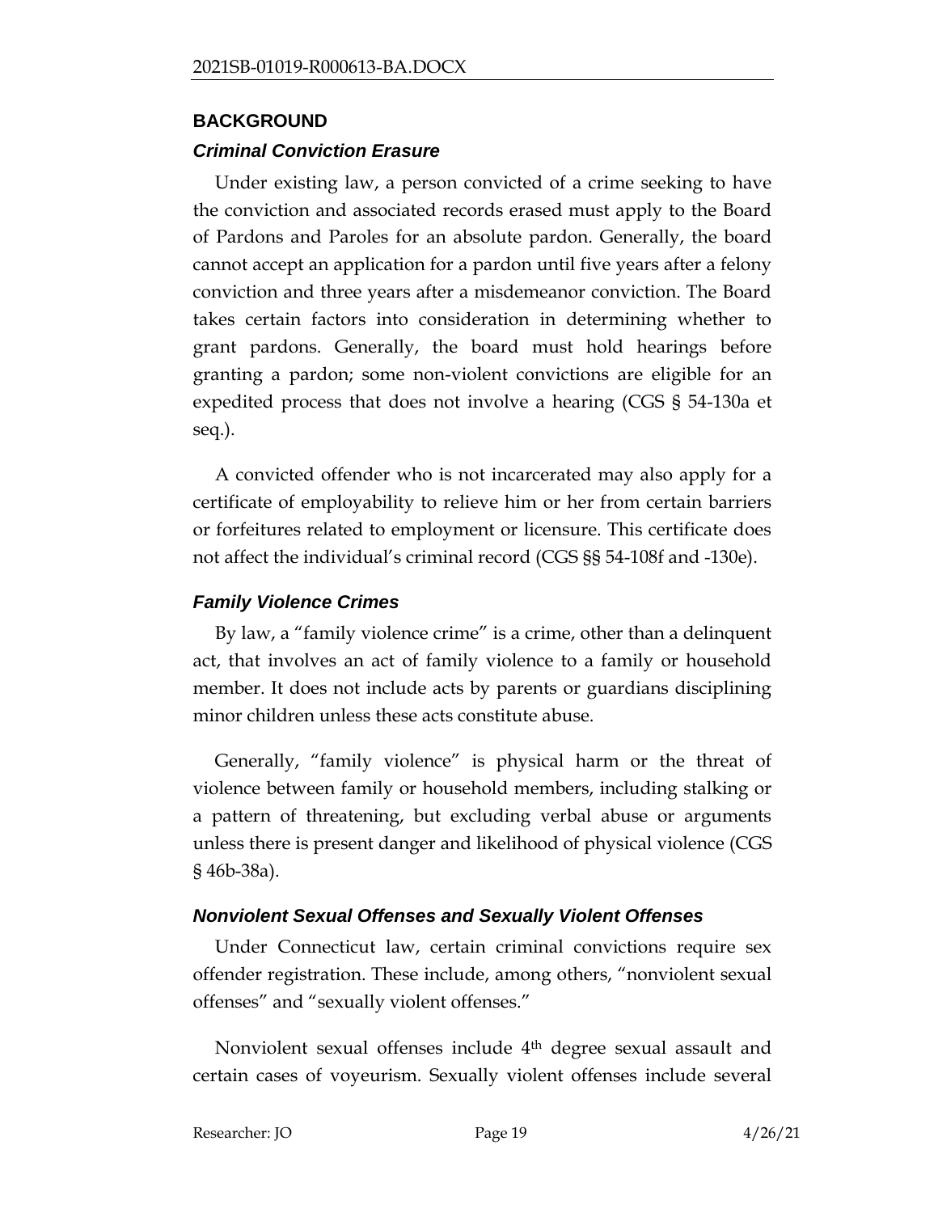## BACKGROUND

### *Criminal Conviction Erasure*

Under existing law, a person convicted of a crime seeking to have the conviction and associated records erased must apply to the Board of Pardons and Paroles for an absolute pardon. Generally, the board cannot accept an application for a pardon until five years after a felony conviction and three years after a misdemeanor conviction. The Board takes certain factors into consideration in determining whether to grant pardons. Generally, the board must hold hearings before granting a pardon; some non-violent convictions are eligible for an expedited process that does not involve a hearing (CGS § 54-130a et seq.).

A convicted offender who is not incarcerated may also apply for a certificate of employability to relieve him or her from certain barriers or forfeitures related to employment or licensure. This certificate does not affect the individual's criminal record (CGS §§ 54-108f and -130e).

### *Family Violence Crimes*

By law, a "family violence crime" is a crime, other than a delinquent act, that involves an act of family violence to a family or household member. It does not include acts by parents or guardians disciplining minor children unless these acts constitute abuse.

Generally, "family violence" is physical harm or the threat of violence between family or household members, including stalking or a pattern of threatening, but excluding verbal abuse or arguments unless there is present danger and likelihood of physical violence (CGS § 46b-38a).

### *Nonviolent Sexual Offenses and Sexually Violent Offenses*

Under Connecticut law, certain criminal convictions require sex offender registration. These include, among others, "nonviolent sexual offenses" and "sexually violent offenses."

Nonviolent sexual offenses include 4th degree sexual assault and certain cases of voyeurism. Sexually violent offenses include several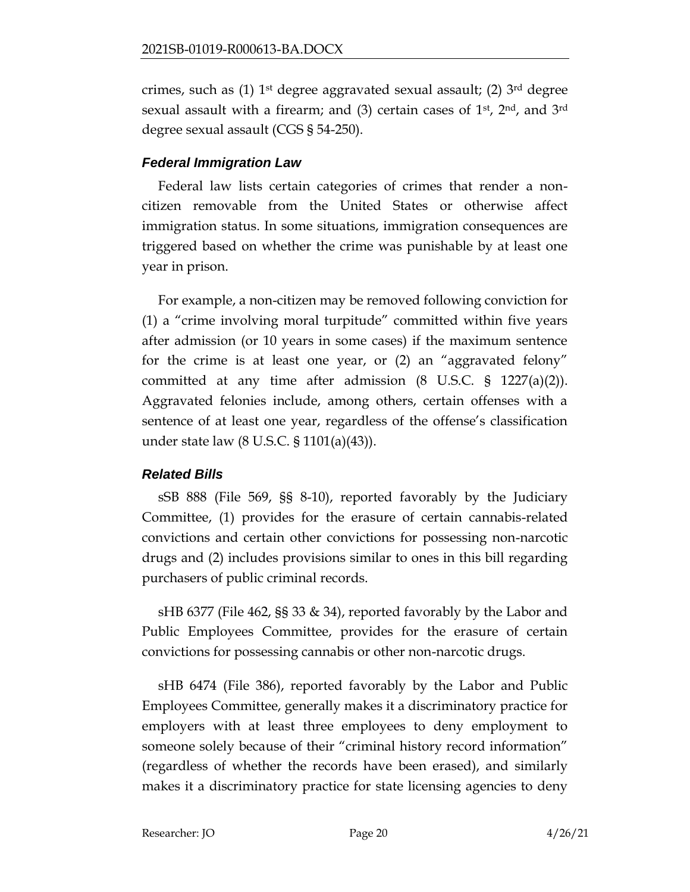crimes, such as (1) 1st degree aggravated sexual assault; (2) 3rd degree sexual assault with a firearm; and (3) certain cases of 1st, 2nd, and 3rd degree sexual assault (CGS § 54-250).

### *Federal Immigration Law*

Federal law lists certain categories of crimes that render a non-citizen removable from the United States or otherwise affect immigration status. In some situations, immigration consequences are triggered based on whether the crime was punishable by at least one year in prison.

For example, a non-citizen may be removed following conviction for (1) a "crime involving moral turpitude" committed within five years after admission (or 10 years in some cases) if the maximum sentence for the crime is at least one year, or (2) an "aggravated felony" committed at any time after admission (8 U.S.C. § 1227(a)(2)). Aggravated felonies include, among others, certain offenses with a sentence of at least one year, regardless of the offense's classification under state law (8 U.S.C. § 1101(a)(43)).

### *Related Bills*

sSB 888 (File 569, §§ 8-10), reported favorably by the Judiciary Committee, (1) provides for the erasure of certain cannabis-related convictions and certain other convictions for possessing non-narcotic drugs and (2) includes provisions similar to ones in this bill regarding purchasers of public criminal records.

sHB 6377 (File 462, §§ 33 & 34), reported favorably by the Labor and Public Employees Committee, provides for the erasure of certain convictions for possessing cannabis or other non-narcotic drugs.

sHB 6474 (File 386), reported favorably by the Labor and Public Employees Committee, generally makes it a discriminatory practice for employers with at least three employees to deny employment to someone solely because of their "criminal history record information" (regardless of whether the records have been erased), and similarly makes it a discriminatory practice for state licensing agencies to deny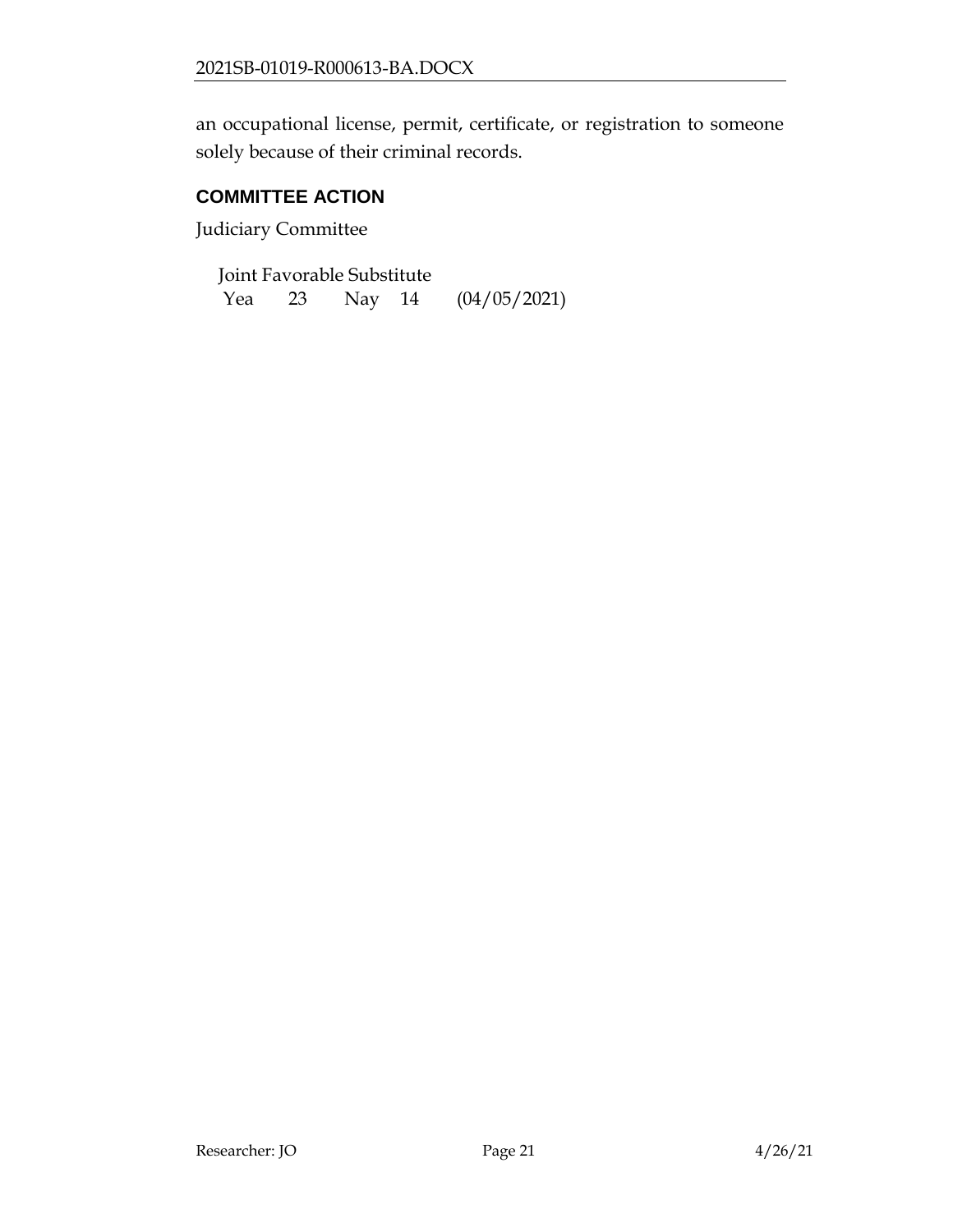an occupational license, permit, certificate, or registration to someone solely because of their criminal records.

## COMMITTEE ACTION

Judiciary Committee

| | | | | |
|---|---|---|---|---|
| Joint Favorable Substitute | | | | |
| Yea | 23 | Nay | 14 | (04/05/2021) |